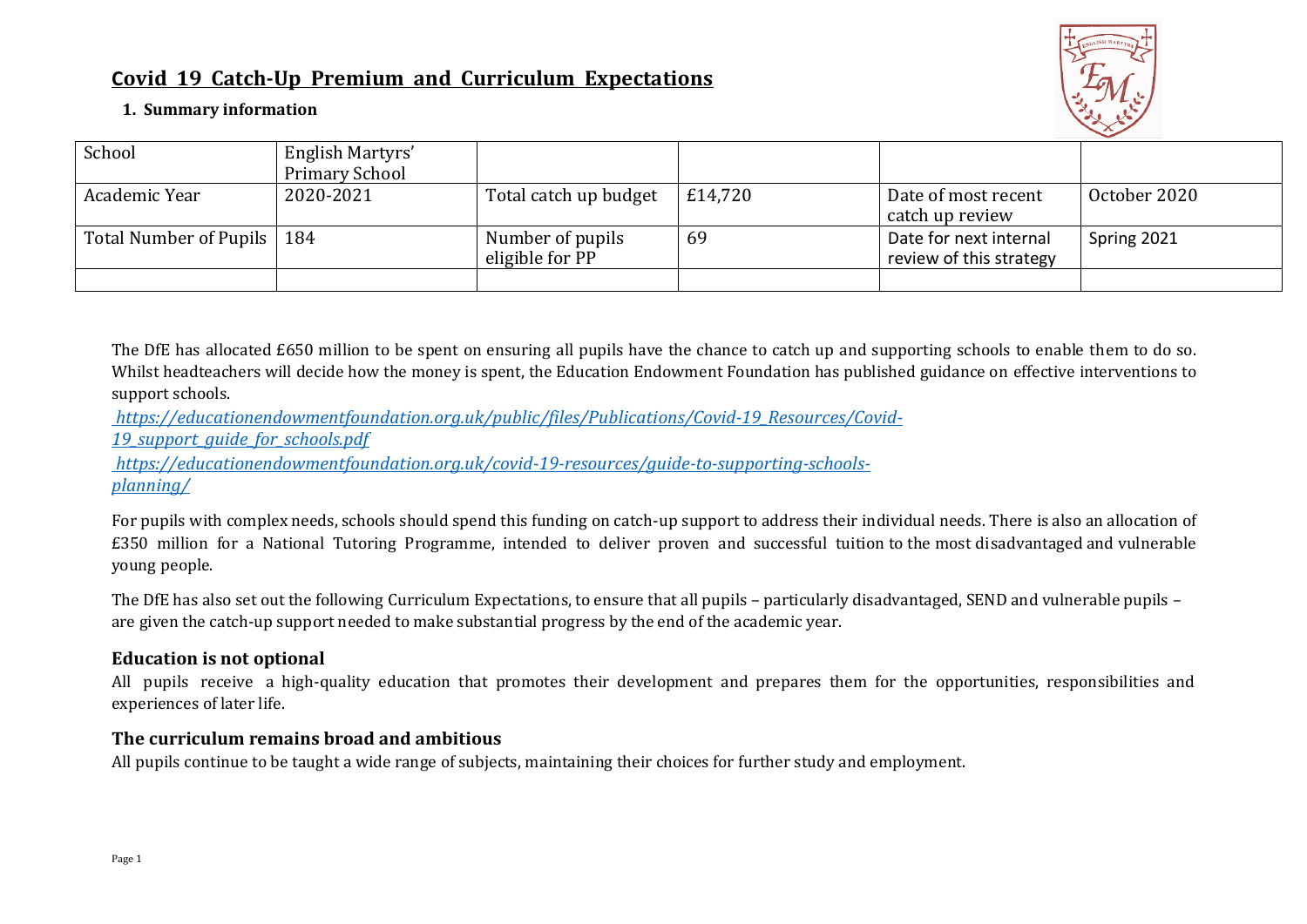# Covid 19 Catch-Up Premium and Curriculum Expectations

## 1. Summary information

| | | | | | |
|---|---|---|---|---|---|
| School | English Martyrs' Primary School | | | | |
| Academic Year | 2020-2021 | Total catch up budget | £14,720 | Date of most recent catch up review | October 2020 |
| Total Number of Pupils | 184 | Number of pupils eligible for PP | 69 | Date for next internal review of this strategy | Spring 2021 |
| | | | | | |

The DfE has allocated £650 million to be spent on ensuring all pupils have the chance to catch up and supporting schools to enable them to do so. Whilst headteachers will decide how the money is spent, the Education Endowment Foundation has published guidance on effective interventions to support schools.

*https://educationendowmentfoundation.org.uk/public/files/Publications/Covid-19_Resources/Covid-19_support_guide_for_schools.pdf*

*https://educationendowmentfoundation.org.uk/covid-19-resources/guide-to-supporting-schools-planning/*

For pupils with complex needs, schools should spend this funding on catch-up support to address their individual needs. There is also an allocation of £350 million for a National Tutoring Programme, intended to deliver proven and successful tuition to the most disadvantaged and vulnerable young people.

The DfE has also set out the following Curriculum Expectations, to ensure that all pupils – particularly disadvantaged, SEND and vulnerable pupils – are given the catch-up support needed to make substantial progress by the end of the academic year.

### Education is not optional

All pupils receive a high-quality education that promotes their development and prepares them for the opportunities, responsibilities and experiences of later life.

### The curriculum remains broad and ambitious

All pupils continue to be taught a wide range of subjects, maintaining their choices for further study and employment.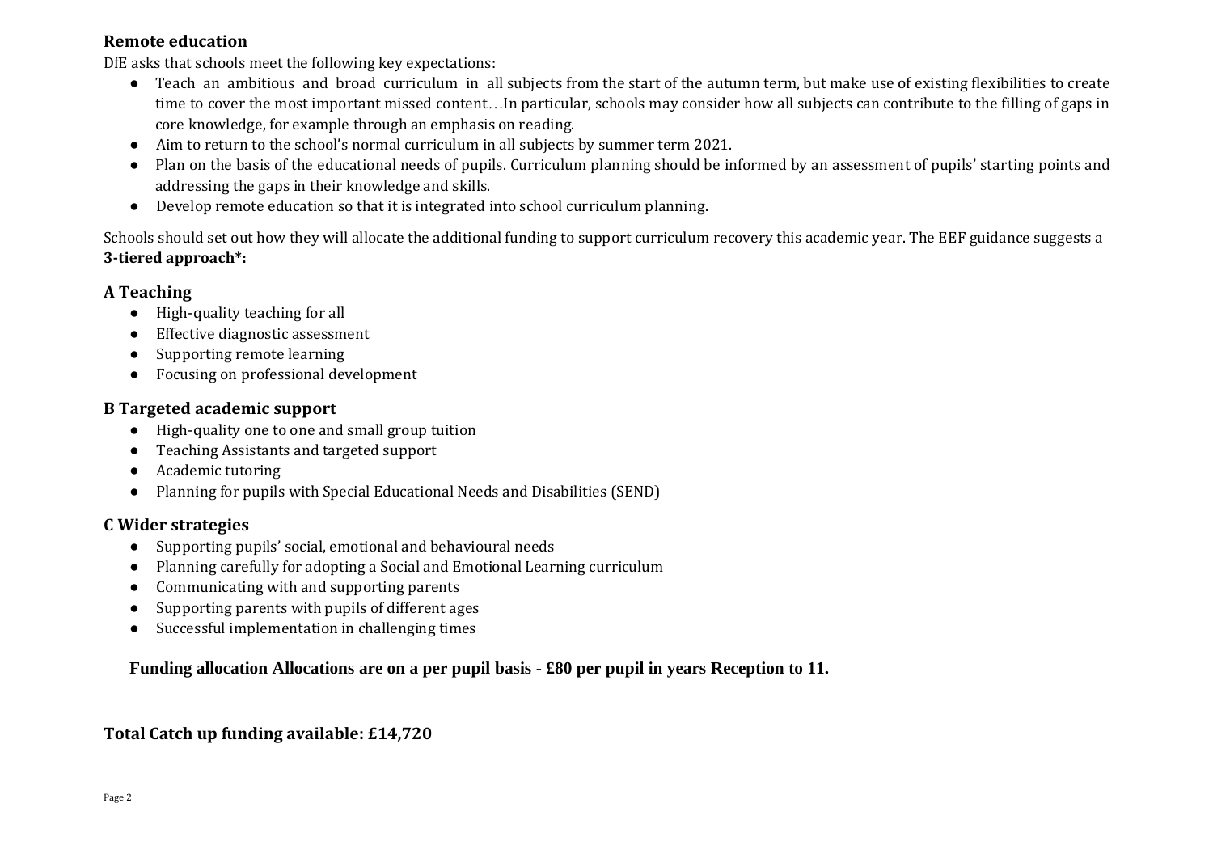## Remote education

DfE asks that schools meet the following key expectations:

- Teach an ambitious and broad curriculum in all subjects from the start of the autumn term, but make use of existing flexibilities to create time to cover the most important missed content…In particular, schools may consider how all subjects can contribute to the filling of gaps in core knowledge, for example through an emphasis on reading.
- Aim to return to the school's normal curriculum in all subjects by summer term 2021.
- Plan on the basis of the educational needs of pupils. Curriculum planning should be informed by an assessment of pupils' starting points and addressing the gaps in their knowledge and skills.
- Develop remote education so that it is integrated into school curriculum planning.

Schools should set out how they will allocate the additional funding to support curriculum recovery this academic year. The EEF guidance suggests a **3-tiered approach*:**

### A Teaching

- High-quality teaching for all
- Effective diagnostic assessment
- Supporting remote learning
- Focusing on professional development

### B Targeted academic support

- High-quality one to one and small group tuition
- Teaching Assistants and targeted support
- Academic tutoring
- Planning for pupils with Special Educational Needs and Disabilities (SEND)

### C Wider strategies

- Supporting pupils' social, emotional and behavioural needs
- Planning carefully for adopting a Social and Emotional Learning curriculum
- Communicating with and supporting parents
- Supporting parents with pupils of different ages
- Successful implementation in challenging times

**Funding allocation Allocations are on a per pupil basis - £80 per pupil in years Reception to 11.**

**Total Catch up funding available: £14,720**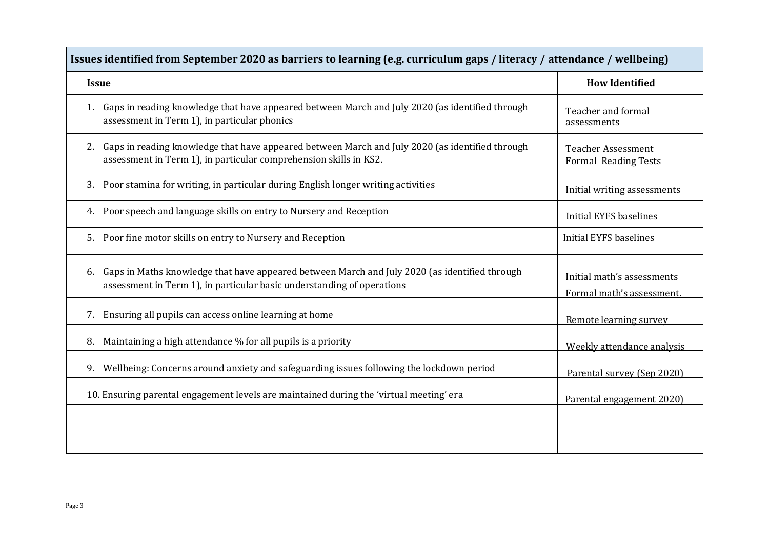| Issues identified from September 2020 as barriers to learning (e.g. curriculum gaps / literacy / attendance / wellbeing) | |
|---|---|
| **Issue** | **How Identified** |
| 1. Gaps in reading knowledge that have appeared between March and July 2020 (as identified through assessment in Term 1), in particular phonics | Teacher and formal assessments |
| 2. Gaps in reading knowledge that have appeared between March and July 2020 (as identified through assessment in Term 1), in particular comprehension skills in KS2. | Teacher Assessment<br>Formal Reading Tests |
| 3. Poor stamina for writing, in particular during English longer writing activities | Initial writing assessments |
| 4. Poor speech and language skills on entry to Nursery and Reception | Initial EYFS baselines |
| 5. Poor fine motor skills on entry to Nursery and Reception | Initial EYFS baselines |
| 6. Gaps in Maths knowledge that have appeared between March and July 2020 (as identified through assessment in Term 1), in particular basic understanding of operations | Initial math's assessments<br>Formal math's assessment. |
| 7. Ensuring all pupils can access online learning at home | Remote learning survey |
| 8. Maintaining a high attendance % for all pupils is a priority | Weekly attendance analysis |
| 9. Wellbeing: Concerns around anxiety and safeguarding issues following the lockdown period | Parental survey (Sep 2020) |
| 10. Ensuring parental engagement levels are maintained during the 'virtual meeting' era | Parental engagement 2020) |
| | |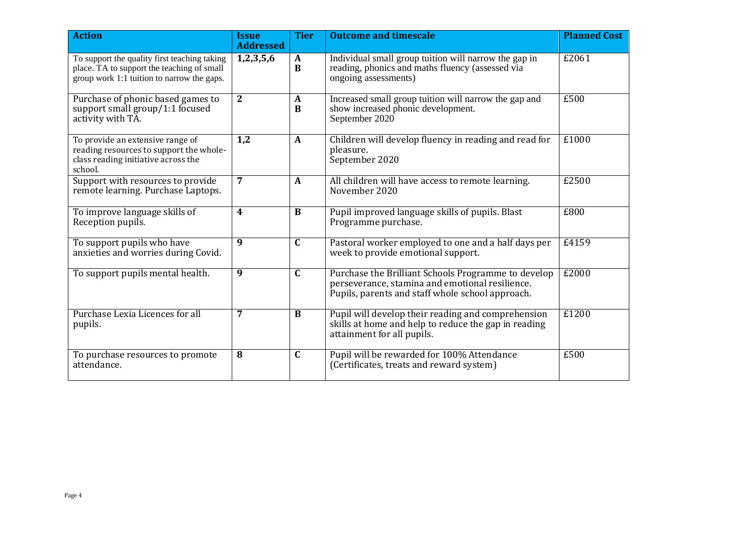| Action | Issue Addressed | Tier | Outcome and timescale | Planned Cost |
|---|---|---|---|---|
| To support the quality first teaching taking place. TA to support the teaching of small group work 1:1 tuition to narrow the gaps. | 1,2,3,5,6 | A B | Individual small group tuition will narrow the gap in reading, phonics and maths fluency (assessed via ongoing assessments) | £2061 |
| Purchase of phonic based games to support small group/1:1 focused activity with TA. | 2 | A B | Increased small group tuition will narrow the gap and show increased phonic development. September 2020 | £500 |
| To provide an extensive range of reading resources to support the whole-class reading initiative across the school. | 1,2 | A | Children will develop fluency in reading and read for pleasure. September 2020 | £1000 |
| Support with resources to provide remote learning. Purchase Laptops. | 7 | A | All children will have access to remote learning. November 2020 | £2500 |
| To improve language skills of Reception pupils. | 4 | B | Pupil improved language skills of pupils. Blast Programme purchase. | £800 |
| To support pupils who have anxieties and worries during Covid. | 9 | C | Pastoral worker employed to one and a half days per week to provide emotional support. | £4159 |
| To support pupils mental health. | 9 | C | Purchase the Brilliant Schools Programme to develop perseverance, stamina and emotional resilience. Pupils, parents and staff whole school approach. | £2000 |
| Purchase Lexia Licences for all pupils. | 7 | B | Pupil will develop their reading and comprehension skills at home and help to reduce the gap in reading attainment for all pupils. | £1200 |
| To purchase resources to promote attendance. | 8 | C | Pupil will be rewarded for 100% Attendance (Certificates, treats and reward system) | £500 |